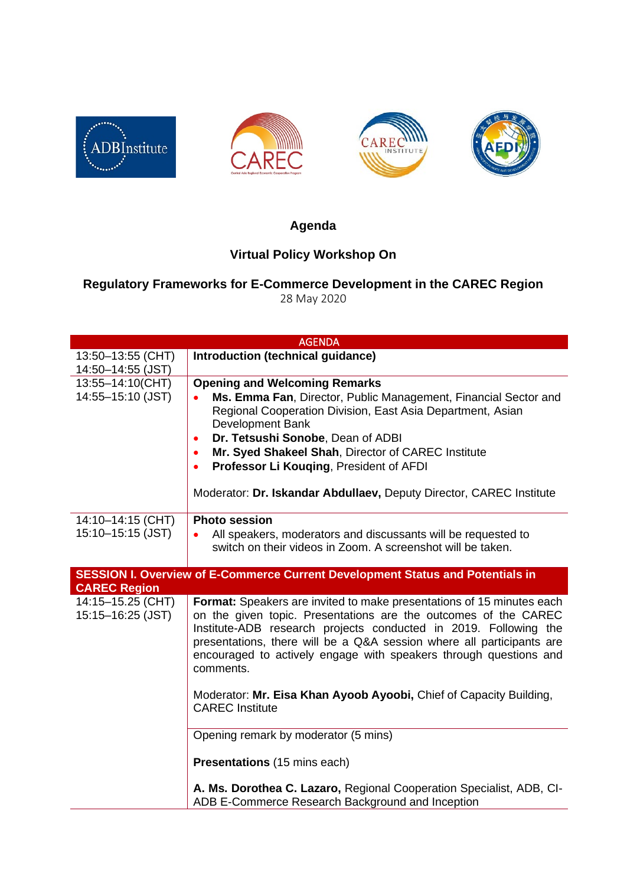# Agenda

## Virtual Policy Workshop On

## Regulatory Frameworks for E-Commerce Development in the CAREC Region

28 May 2020

| AGENDA | |
|---|---|
| 13:50–13:55 (CHT)<br>14:50–14:55 (JST) | **Introduction (technical guidance)** |
| 13:55–14:10(CHT)<br>14:55–15:10 (JST) | **Opening and Welcoming Remarks**<br>• **Ms. Emma Fan**, Director, Public Management, Financial Sector and Regional Cooperation Division, East Asia Department, Asian Development Bank<br>• **Dr. Tetsushi Sonobe**, Dean of ADBI<br>• **Mr. Syed Shakeel Shah**, Director of CAREC Institute<br>• **Professor Li Kouqing**, President of AFDI<br><br>Moderator: **Dr. Iskandar Abdullaev,** Deputy Director, CAREC Institute |
| 14:10–14:15 (CHT)<br>15:10–15:15 (JST) | **Photo session**<br>• All speakers, moderators and discussants will be requested to switch on their videos in Zoom. A screenshot will be taken. |
| **SESSION I. Overview of E-Commerce Current Development Status and Potentials in CAREC Region** | |
| 14:15–15.25 (CHT)<br>15:15–16:25 (JST) | **Format:** Speakers are invited to make presentations of 15 minutes each on the given topic. Presentations are the outcomes of the CAREC Institute-ADB research projects conducted in 2019. Following the presentations, there will be a Q&A session where all participants are encouraged to actively engage with speakers through questions and comments.<br><br>Moderator: **Mr. Eisa Khan Ayoob Ayoobi,** Chief of Capacity Building, CAREC Institute |
| | Opening remark by moderator (5 mins)<br><br>**Presentations** (15 mins each)<br><br>**A. Ms. Dorothea C. Lazaro,** Regional Cooperation Specialist, ADB, CI-ADB E-Commerce Research Background and Inception |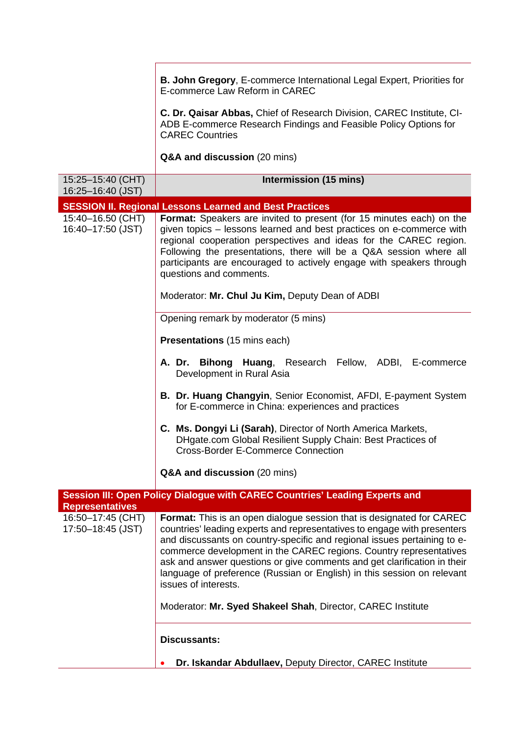| | |
|---|---|
| | **B. John Gregory**, E-commerce International Legal Expert, Priorities for E-commerce Law Reform in CAREC<br><br>**C. Dr. Qaisar Abbas,** Chief of Research Division, CAREC Institute, CI-ADB E-commerce Research Findings and Feasible Policy Options for CAREC Countries<br><br>**Q&A and discussion** (20 mins) |
| 15:25–15:40 (CHT)<br>16:25–16:40 (JST) | **Intermission (15 mins)** |
| **SESSION II. Regional Lessons Learned and Best Practices** | |
| 15:40–16.50 (CHT)<br>16:40–17:50 (JST) | **Format:** Speakers are invited to present (for 15 minutes each) on the given topics – lessons learned and best practices on e-commerce with regional cooperation perspectives and ideas for the CAREC region. Following the presentations, there will be a Q&A session where all participants are encouraged to actively engage with speakers through questions and comments.<br><br>Moderator: **Mr. Chul Ju Kim,** Deputy Dean of ADBI |
| | Opening remark by moderator (5 mins)<br><br>**Presentations** (15 mins each)<br><br>**A. Dr. Bihong Huang**, Research Fellow, ADBI, E-commerce Development in Rural Asia<br><br>**B. Dr. Huang Changyin**, Senior Economist, AFDI, E-payment System for E-commerce in China: experiences and practices<br><br>**C. Ms. Dongyi Li (Sarah)**, Director of North America Markets, DHgate.com Global Resilient Supply Chain: Best Practices of Cross-Border E-Commerce Connection<br><br>**Q&A and discussion** (20 mins) |
| **Session III: Open Policy Dialogue with CAREC Countries' Leading Experts and Representatives** | |
| 16:50–17:45 (CHT)<br>17:50–18:45 (JST) | **Format:** This is an open dialogue session that is designated for CAREC countries' leading experts and representatives to engage with presenters and discussants on country-specific and regional issues pertaining to e-commerce development in the CAREC regions. Country representatives ask and answer questions or give comments and get clarification in their language of preference (Russian or English) in this session on relevant issues of interests.<br><br>Moderator: **Mr. Syed Shakeel Shah**, Director, CAREC Institute |
| | **Discussants:**<br><br>• **Dr. Iskandar Abdullaev,** Deputy Director, CAREC Institute |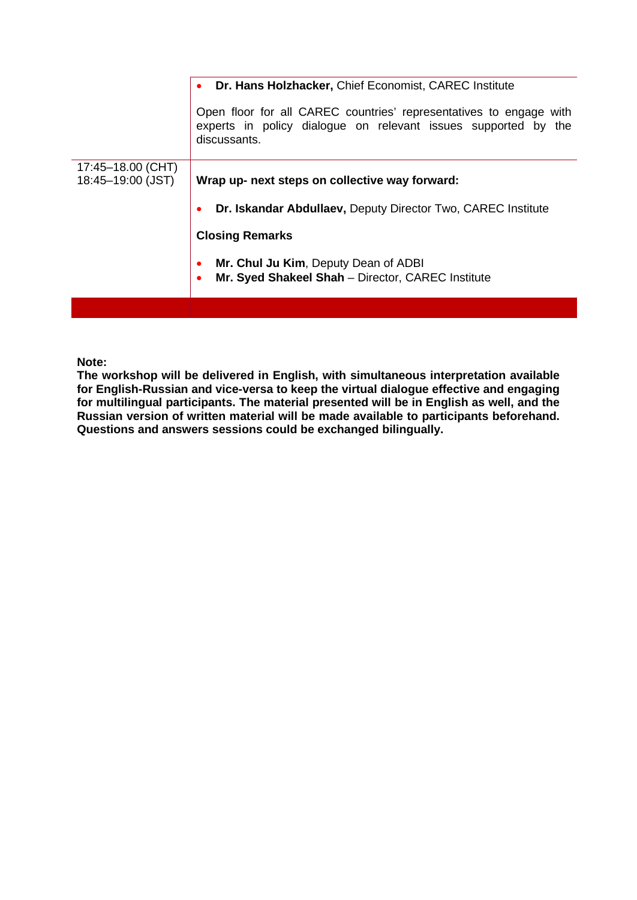| | |
|---|---|
| | • **Dr. Hans Holzhacker,** Chief Economist, CAREC Institute<br><br>Open floor for all CAREC countries' representatives to engage with experts in policy dialogue on relevant issues supported by the discussants. |
| 17:45–18.00 (CHT)<br>18:45–19:00 (JST) | **Wrap up- next steps on collective way forward:**<br><br>• **Dr. Iskandar Abdullaev,** Deputy Director Two, CAREC Institute<br><br>**Closing Remarks**<br><br>• **Mr. Chul Ju Kim**, Deputy Dean of ADBI<br>• **Mr. Syed Shakeel Shah** – Director, CAREC Institute |

**Note:**
**The workshop will be delivered in English, with simultaneous interpretation available for English-Russian and vice-versa to keep the virtual dialogue effective and engaging for multilingual participants. The material presented will be in English as well, and the Russian version of written material will be made available to participants beforehand. Questions and answers sessions could be exchanged bilingually.**